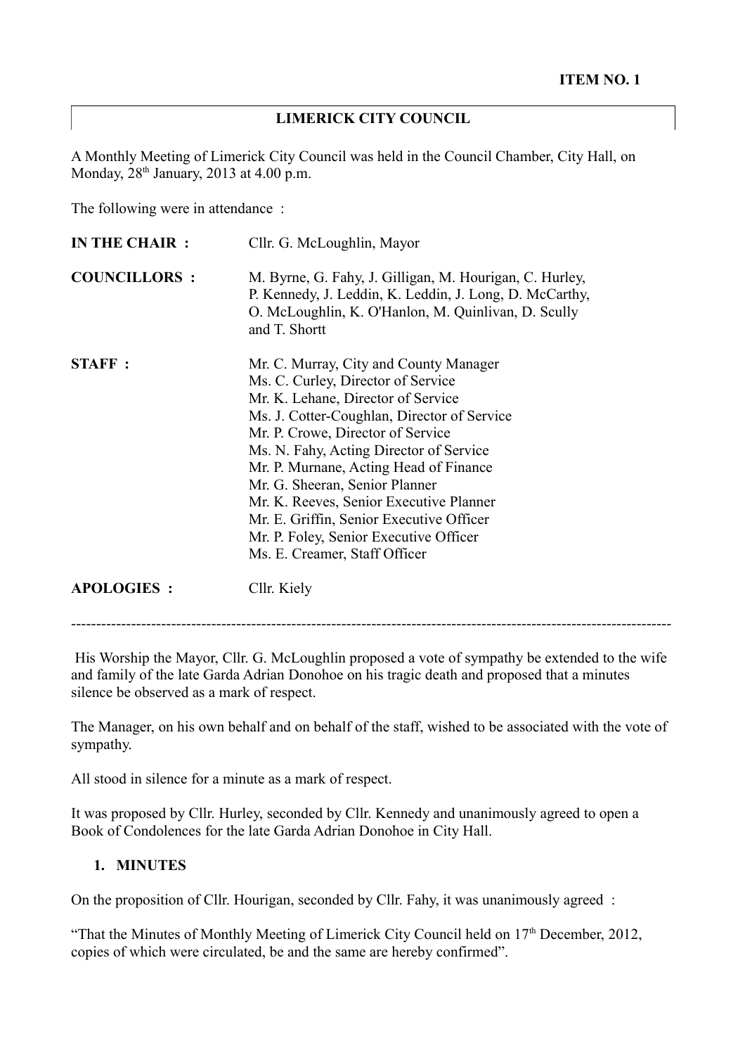**ITEM NO. 1**

**LIMERICK CITY COUNCIL**

A Monthly Meeting of Limerick City Council was held in the Council Chamber, City Hall, on Monday, 28th January, 2013 at 4.00 p.m.

The following were in attendance :

| | |
|---|---|
| **IN THE CHAIR :** | Cllr. G. McLoughlin, Mayor |
| **COUNCILLORS :** | M. Byrne, G. Fahy, J. Gilligan, M. Hourigan, C. Hurley, P. Kennedy, J. Leddin, K. Leddin, J. Long, D. McCarthy, O. McLoughlin, K. O'Hanlon, M. Quinlivan, D. Scully and T. Shortt |
| **STAFF :** | Mr. C. Murray, City and County Manager<br>Ms. C. Curley, Director of Service<br>Mr. K. Lehane, Director of Service<br>Ms. J. Cotter-Coughlan, Director of Service<br>Mr. P. Crowe, Director of Service<br>Ms. N. Fahy, Acting Director of Service<br>Mr. P. Murnane, Acting Head of Finance<br>Mr. G. Sheeran, Senior Planner<br>Mr. K. Reeves, Senior Executive Planner<br>Mr. E. Griffin, Senior Executive Officer<br>Mr. P. Foley, Senior Executive Officer<br>Ms. E. Creamer, Staff Officer |
| **APOLOGIES :** | Cllr. Kiely |

---

His Worship the Mayor, Cllr. G. McLoughlin proposed a vote of sympathy be extended to the wife and family of the late Garda Adrian Donohoe on his tragic death and proposed that a minutes silence be observed as a mark of respect.

The Manager, on his own behalf and on behalf of the staff, wished to be associated with the vote of sympathy.

All stood in silence for a minute as a mark of respect.

It was proposed by Cllr. Hurley, seconded by Cllr. Kennedy and unanimously agreed to open a Book of Condolences for the late Garda Adrian Donohoe in City Hall.

## 1. MINUTES

On the proposition of Cllr. Hourigan, seconded by Cllr. Fahy, it was unanimously agreed :

"That the Minutes of Monthly Meeting of Limerick City Council held on 17th December, 2012, copies of which were circulated, be and the same are hereby confirmed".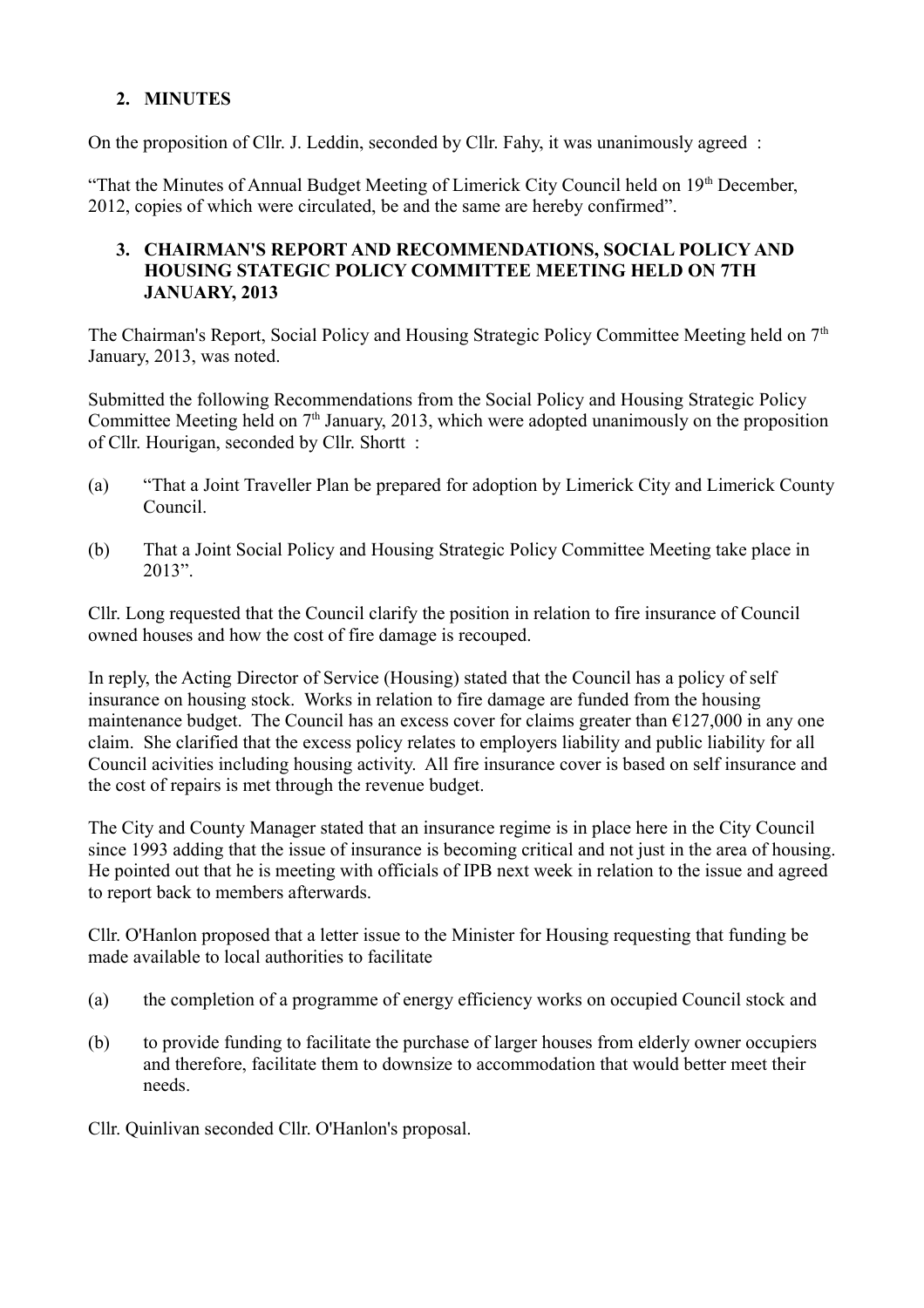## 2. MINUTES

On the proposition of Cllr. J. Leddin, seconded by Cllr. Fahy, it was unanimously agreed :

"That the Minutes of Annual Budget Meeting of Limerick City Council held on 19th December, 2012, copies of which were circulated, be and the same are hereby confirmed".

## 3. CHAIRMAN'S REPORT AND RECOMMENDATIONS, SOCIAL POLICY AND HOUSING STATEGIC POLICY COMMITTEE MEETING HELD ON 7TH JANUARY, 2013

The Chairman's Report, Social Policy and Housing Strategic Policy Committee Meeting held on 7th January, 2013, was noted.

Submitted the following Recommendations from the Social Policy and Housing Strategic Policy Committee Meeting held on 7th January, 2013, which were adopted unanimously on the proposition of Cllr. Hourigan, seconded by Cllr. Shortt :

(a) "That a Joint Traveller Plan be prepared for adoption by Limerick City and Limerick County Council.

(b) That a Joint Social Policy and Housing Strategic Policy Committee Meeting take place in 2013".

Cllr. Long requested that the Council clarify the position in relation to fire insurance of Council owned houses and how the cost of fire damage is recouped.

In reply, the Acting Director of Service (Housing) stated that the Council has a policy of self insurance on housing stock. Works in relation to fire damage are funded from the housing maintenance budget. The Council has an excess cover for claims greater than €127,000 in any one claim. She clarified that the excess policy relates to employers liability and public liability for all Council acivities including housing activity. All fire insurance cover is based on self insurance and the cost of repairs is met through the revenue budget.

The City and County Manager stated that an insurance regime is in place here in the City Council since 1993 adding that the issue of insurance is becoming critical and not just in the area of housing. He pointed out that he is meeting with officials of IPB next week in relation to the issue and agreed to report back to members afterwards.

Cllr. O'Hanlon proposed that a letter issue to the Minister for Housing requesting that funding be made available to local authorities to facilitate

(a) the completion of a programme of energy efficiency works on occupied Council stock and

(b) to provide funding to facilitate the purchase of larger houses from elderly owner occupiers and therefore, facilitate them to downsize to accommodation that would better meet their needs.

Cllr. Quinlivan seconded Cllr. O'Hanlon's proposal.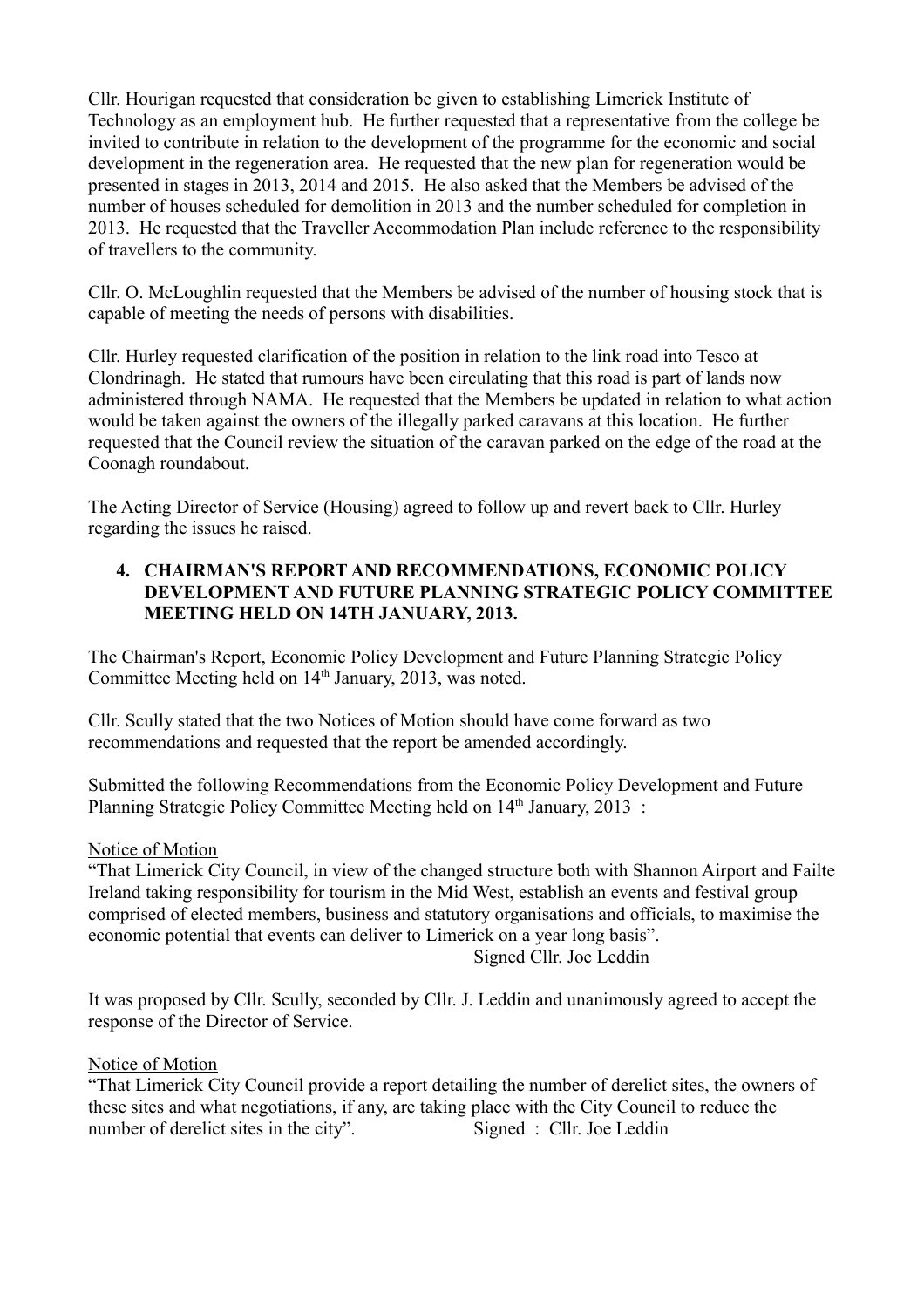Cllr. Hourigan requested that consideration be given to establishing Limerick Institute of Technology as an employment hub. He further requested that a representative from the college be invited to contribute in relation to the development of the programme for the economic and social development in the regeneration area. He requested that the new plan for regeneration would be presented in stages in 2013, 2014 and 2015. He also asked that the Members be advised of the number of houses scheduled for demolition in 2013 and the number scheduled for completion in 2013. He requested that the Traveller Accommodation Plan include reference to the responsibility of travellers to the community.

Cllr. O. McLoughlin requested that the Members be advised of the number of housing stock that is capable of meeting the needs of persons with disabilities.

Cllr. Hurley requested clarification of the position in relation to the link road into Tesco at Clondrinagh. He stated that rumours have been circulating that this road is part of lands now administered through NAMA. He requested that the Members be updated in relation to what action would be taken against the owners of the illegally parked caravans at this location. He further requested that the Council review the situation of the caravan parked on the edge of the road at the Coonagh roundabout.

The Acting Director of Service (Housing) agreed to follow up and revert back to Cllr. Hurley regarding the issues he raised.

**4. CHAIRMAN'S REPORT AND RECOMMENDATIONS, ECONOMIC POLICY DEVELOPMENT AND FUTURE PLANNING STRATEGIC POLICY COMMITTEE MEETING HELD ON 14TH JANUARY, 2013.**

The Chairman's Report, Economic Policy Development and Future Planning Strategic Policy Committee Meeting held on 14th January, 2013, was noted.

Cllr. Scully stated that the two Notices of Motion should have come forward as two recommendations and requested that the report be amended accordingly.

Submitted the following Recommendations from the Economic Policy Development and Future Planning Strategic Policy Committee Meeting held on 14th January, 2013 :

Notice of Motion

"That Limerick City Council, in view of the changed structure both with Shannon Airport and Failte Ireland taking responsibility for tourism in the Mid West, establish an events and festival group comprised of elected members, business and statutory organisations and officials, to maximise the economic potential that events can deliver to Limerick on a year long basis".

Signed Cllr. Joe Leddin

It was proposed by Cllr. Scully, seconded by Cllr. J. Leddin and unanimously agreed to accept the response of the Director of Service.

Notice of Motion

"That Limerick City Council provide a report detailing the number of derelict sites, the owners of these sites and what negotiations, if any, are taking place with the City Council to reduce the number of derelict sites in the city". Signed : Cllr. Joe Leddin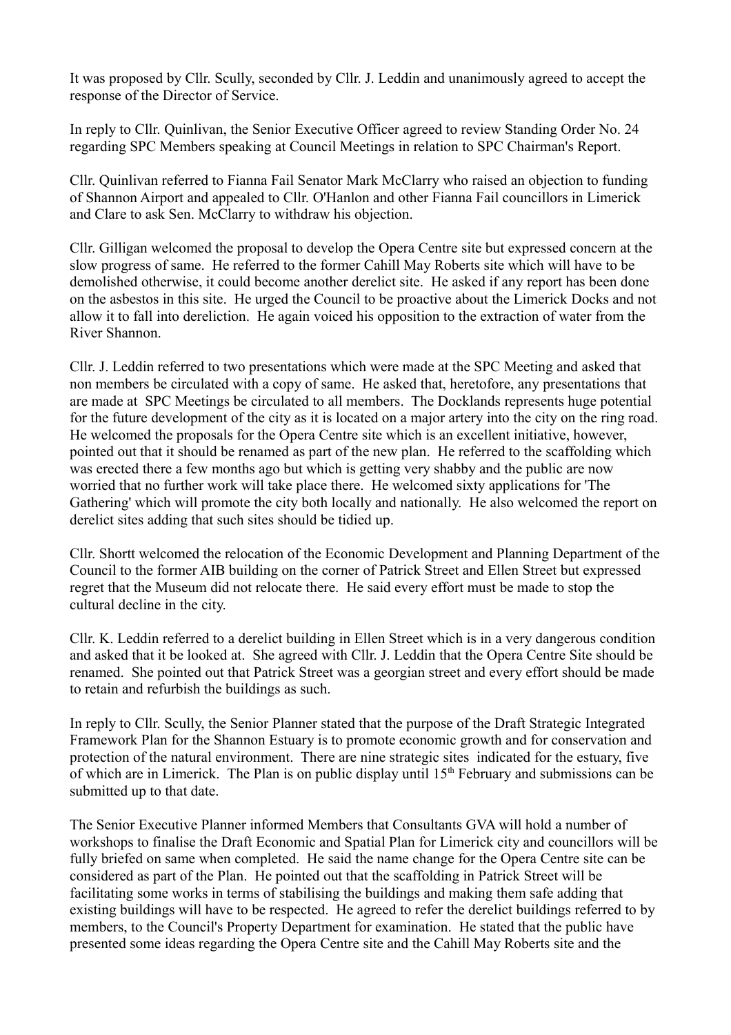It was proposed by Cllr. Scully, seconded by Cllr. J. Leddin and unanimously agreed to accept the response of the Director of Service.

In reply to Cllr. Quinlivan, the Senior Executive Officer agreed to review Standing Order No. 24 regarding SPC Members speaking at Council Meetings in relation to SPC Chairman's Report.

Cllr. Quinlivan referred to Fianna Fail Senator Mark McClarry who raised an objection to funding of Shannon Airport and appealed to Cllr. O'Hanlon and other Fianna Fail councillors in Limerick and Clare to ask Sen. McClarry to withdraw his objection.

Cllr. Gilligan welcomed the proposal to develop the Opera Centre site but expressed concern at the slow progress of same. He referred to the former Cahill May Roberts site which will have to be demolished otherwise, it could become another derelict site. He asked if any report has been done on the asbestos in this site. He urged the Council to be proactive about the Limerick Docks and not allow it to fall into dereliction. He again voiced his opposition to the extraction of water from the River Shannon.

Cllr. J. Leddin referred to two presentations which were made at the SPC Meeting and asked that non members be circulated with a copy of same. He asked that, heretofore, any presentations that are made at SPC Meetings be circulated to all members. The Docklands represents huge potential for the future development of the city as it is located on a major artery into the city on the ring road. He welcomed the proposals for the Opera Centre site which is an excellent initiative, however, pointed out that it should be renamed as part of the new plan. He referred to the scaffolding which was erected there a few months ago but which is getting very shabby and the public are now worried that no further work will take place there. He welcomed sixty applications for 'The Gathering' which will promote the city both locally and nationally. He also welcomed the report on derelict sites adding that such sites should be tidied up.

Cllr. Shortt welcomed the relocation of the Economic Development and Planning Department of the Council to the former AIB building on the corner of Patrick Street and Ellen Street but expressed regret that the Museum did not relocate there. He said every effort must be made to stop the cultural decline in the city.

Cllr. K. Leddin referred to a derelict building in Ellen Street which is in a very dangerous condition and asked that it be looked at. She agreed with Cllr. J. Leddin that the Opera Centre Site should be renamed. She pointed out that Patrick Street was a georgian street and every effort should be made to retain and refurbish the buildings as such.

In reply to Cllr. Scully, the Senior Planner stated that the purpose of the Draft Strategic Integrated Framework Plan for the Shannon Estuary is to promote economic growth and for conservation and protection of the natural environment. There are nine strategic sites indicated for the estuary, five of which are in Limerick. The Plan is on public display until 15th February and submissions can be submitted up to that date.

The Senior Executive Planner informed Members that Consultants GVA will hold a number of workshops to finalise the Draft Economic and Spatial Plan for Limerick city and councillors will be fully briefed on same when completed. He said the name change for the Opera Centre site can be considered as part of the Plan. He pointed out that the scaffolding in Patrick Street will be facilitating some works in terms of stabilising the buildings and making them safe adding that existing buildings will have to be respected. He agreed to refer the derelict buildings referred to by members, to the Council's Property Department for examination. He stated that the public have presented some ideas regarding the Opera Centre site and the Cahill May Roberts site and the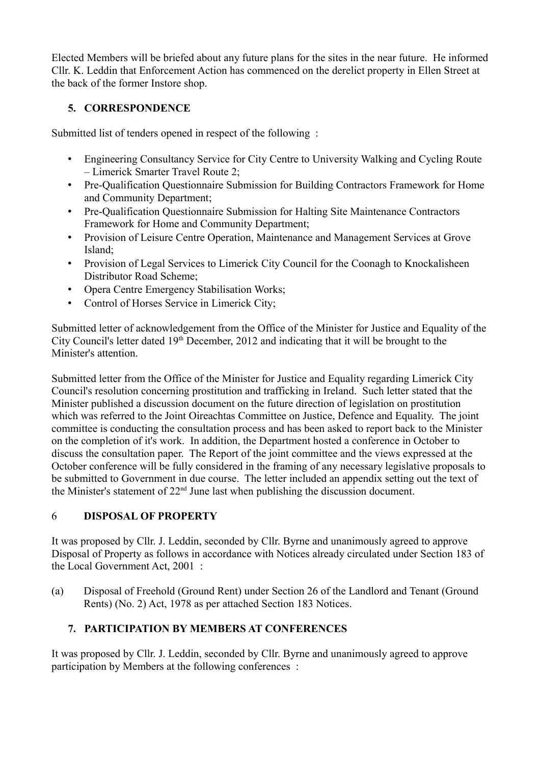Elected Members will be briefed about any future plans for the sites in the near future. He informed Cllr. K. Leddin that Enforcement Action has commenced on the derelict property in Ellen Street at the back of the former Instore shop.

## 5. CORRESPONDENCE

Submitted list of tenders opened in respect of the following :

- Engineering Consultancy Service for City Centre to University Walking and Cycling Route – Limerick Smarter Travel Route 2;
- Pre-Qualification Questionnaire Submission for Building Contractors Framework for Home and Community Department;
- Pre-Qualification Questionnaire Submission for Halting Site Maintenance Contractors Framework for Home and Community Department;
- Provision of Leisure Centre Operation, Maintenance and Management Services at Grove Island;
- Provision of Legal Services to Limerick City Council for the Coonagh to Knockalisheen Distributor Road Scheme;
- Opera Centre Emergency Stabilisation Works;
- Control of Horses Service in Limerick City;

Submitted letter of acknowledgement from the Office of the Minister for Justice and Equality of the City Council's letter dated 19th December, 2012 and indicating that it will be brought to the Minister's attention.

Submitted letter from the Office of the Minister for Justice and Equality regarding Limerick City Council's resolution concerning prostitution and trafficking in Ireland. Such letter stated that the Minister published a discussion document on the future direction of legislation on prostitution which was referred to the Joint Oireachtas Committee on Justice, Defence and Equality. The joint committee is conducting the consultation process and has been asked to report back to the Minister on the completion of it's work. In addition, the Department hosted a conference in October to discuss the consultation paper. The Report of the joint committee and the views expressed at the October conference will be fully considered in the framing of any necessary legislative proposals to be submitted to Government in due course. The letter included an appendix setting out the text of the Minister's statement of 22nd June last when publishing the discussion document.

## 6 DISPOSAL OF PROPERTY

It was proposed by Cllr. J. Leddin, seconded by Cllr. Byrne and unanimously agreed to approve Disposal of Property as follows in accordance with Notices already circulated under Section 183 of the Local Government Act, 2001 :

(a) Disposal of Freehold (Ground Rent) under Section 26 of the Landlord and Tenant (Ground Rents) (No. 2) Act, 1978 as per attached Section 183 Notices.

## 7. PARTICIPATION BY MEMBERS AT CONFERENCES

It was proposed by Cllr. J. Leddin, seconded by Cllr. Byrne and unanimously agreed to approve participation by Members at the following conferences :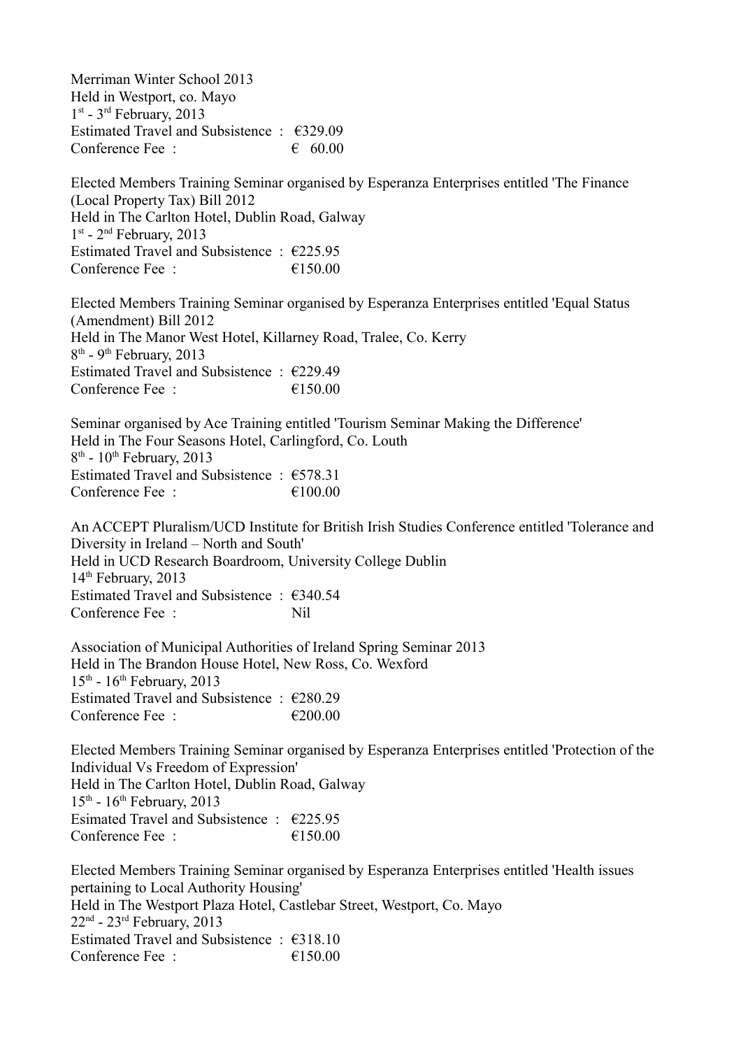Merriman Winter School 2013
Held in Westport, co. Mayo
1st - 3rd February, 2013
Estimated Travel and Subsistence : €329.09
Conference Fee : € 60.00

Elected Members Training Seminar organised by Esperanza Enterprises entitled 'The Finance (Local Property Tax) Bill 2012
Held in The Carlton Hotel, Dublin Road, Galway
1st - 2nd February, 2013
Estimated Travel and Subsistence : €225.95
Conference Fee : €150.00

Elected Members Training Seminar organised by Esperanza Enterprises entitled 'Equal Status (Amendment) Bill 2012
Held in The Manor West Hotel, Killarney Road, Tralee, Co. Kerry
8th - 9th February, 2013
Estimated Travel and Subsistence : €229.49
Conference Fee : €150.00

Seminar organised by Ace Training entitled 'Tourism Seminar Making the Difference'
Held in The Four Seasons Hotel, Carlingford, Co. Louth
8th - 10th February, 2013
Estimated Travel and Subsistence : €578.31
Conference Fee : €100.00

An ACCEPT Pluralism/UCD Institute for British Irish Studies Conference entitled 'Tolerance and Diversity in Ireland – North and South'
Held in UCD Research Boardroom, University College Dublin
14th February, 2013
Estimated Travel and Subsistence : €340.54
Conference Fee : Nil

Association of Municipal Authorities of Ireland Spring Seminar 2013
Held in The Brandon House Hotel, New Ross, Co. Wexford
15th - 16th February, 2013
Estimated Travel and Subsistence : €280.29
Conference Fee : €200.00

Elected Members Training Seminar organised by Esperanza Enterprises entitled 'Protection of the Individual Vs Freedom of Expression'
Held in The Carlton Hotel, Dublin Road, Galway
15th - 16th February, 2013
Esimated Travel and Subsistence : €225.95
Conference Fee : €150.00

Elected Members Training Seminar organised by Esperanza Enterprises entitled 'Health issues pertaining to Local Authority Housing'
Held in The Westport Plaza Hotel, Castlebar Street, Westport, Co. Mayo
22nd - 23rd February, 2013
Estimated Travel and Subsistence : €318.10
Conference Fee : €150.00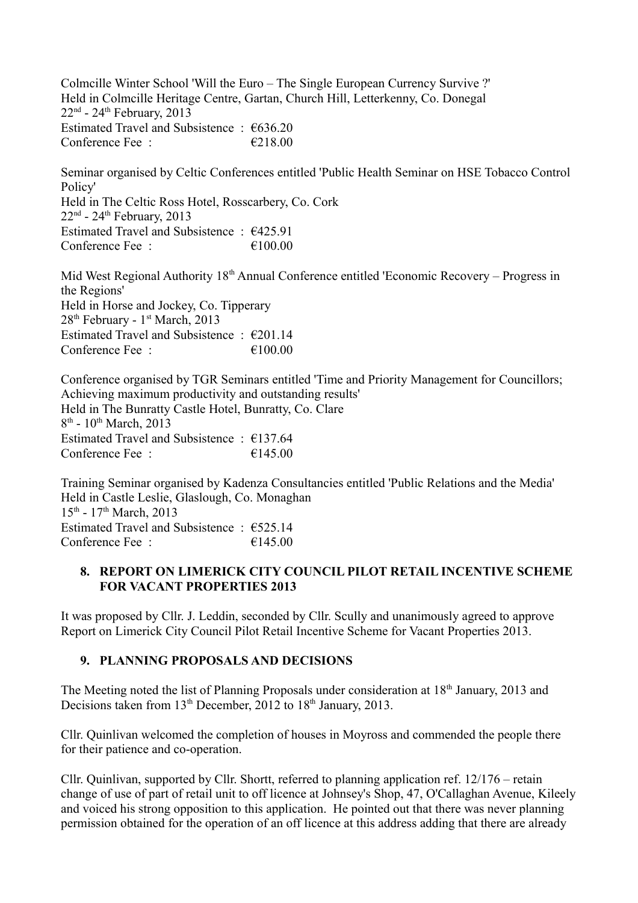Colmcille Winter School 'Will the Euro – The Single European Currency Survive ?'
Held in Colmcille Heritage Centre, Gartan, Church Hill, Letterkenny, Co. Donegal
22nd - 24th February, 2013
Estimated Travel and Subsistence : €636.20
Conference Fee : €218.00

Seminar organised by Celtic Conferences entitled 'Public Health Seminar on HSE Tobacco Control Policy'
Held in The Celtic Ross Hotel, Rosscarbery, Co. Cork
22nd - 24th February, 2013
Estimated Travel and Subsistence : €425.91
Conference Fee : €100.00

Mid West Regional Authority 18th Annual Conference entitled 'Economic Recovery – Progress in the Regions'
Held in Horse and Jockey, Co. Tipperary
28th February - 1st March, 2013
Estimated Travel and Subsistence : €201.14
Conference Fee : €100.00

Conference organised by TGR Seminars entitled 'Time and Priority Management for Councillors; Achieving maximum productivity and outstanding results'
Held in The Bunratty Castle Hotel, Bunratty, Co. Clare
8th - 10th March, 2013
Estimated Travel and Subsistence : €137.64
Conference Fee : €145.00

Training Seminar organised by Kadenza Consultancies entitled 'Public Relations and the Media'
Held in Castle Leslie, Glaslough, Co. Monaghan
15th - 17th March, 2013
Estimated Travel and Subsistence : €525.14
Conference Fee : €145.00

## 8. REPORT ON LIMERICK CITY COUNCIL PILOT RETAIL INCENTIVE SCHEME FOR VACANT PROPERTIES 2013

It was proposed by Cllr. J. Leddin, seconded by Cllr. Scully and unanimously agreed to approve Report on Limerick City Council Pilot Retail Incentive Scheme for Vacant Properties 2013.

## 9. PLANNING PROPOSALS AND DECISIONS

The Meeting noted the list of Planning Proposals under consideration at 18th January, 2013 and Decisions taken from 13th December, 2012 to 18th January, 2013.

Cllr. Quinlivan welcomed the completion of houses in Moyross and commended the people there for their patience and co-operation.

Cllr. Quinlivan, supported by Cllr. Shortt, referred to planning application ref. 12/176 – retain change of use of part of retail unit to off licence at Johnsey's Shop, 47, O'Callaghan Avenue, Kileely and voiced his strong opposition to this application. He pointed out that there was never planning permission obtained for the operation of an off licence at this address adding that there are already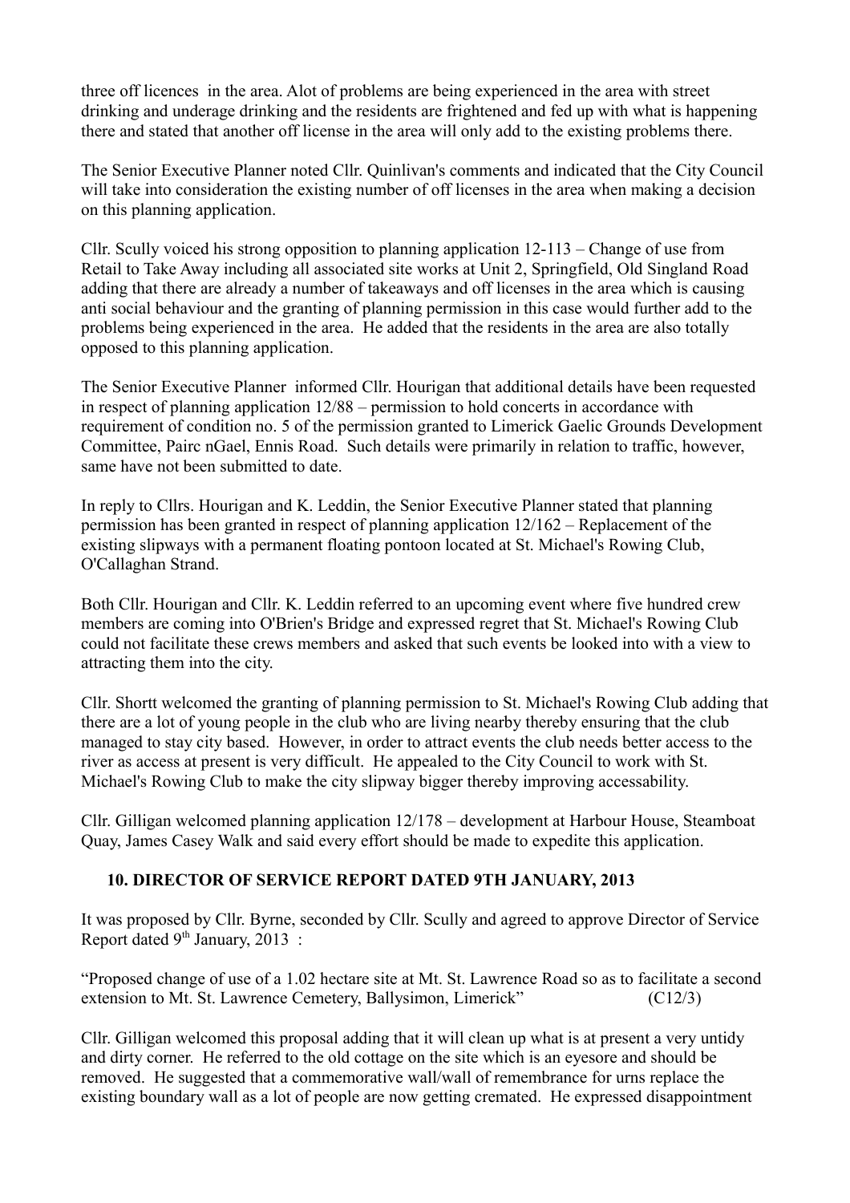three off licences in the area. Alot of problems are being experienced in the area with street drinking and underage drinking and the residents are frightened and fed up with what is happening there and stated that another off license in the area will only add to the existing problems there.

The Senior Executive Planner noted Cllr. Quinlivan's comments and indicated that the City Council will take into consideration the existing number of off licenses in the area when making a decision on this planning application.

Cllr. Scully voiced his strong opposition to planning application 12-113 – Change of use from Retail to Take Away including all associated site works at Unit 2, Springfield, Old Singland Road adding that there are already a number of takeaways and off licenses in the area which is causing anti social behaviour and the granting of planning permission in this case would further add to the problems being experienced in the area. He added that the residents in the area are also totally opposed to this planning application.

The Senior Executive Planner informed Cllr. Hourigan that additional details have been requested in respect of planning application 12/88 – permission to hold concerts in accordance with requirement of condition no. 5 of the permission granted to Limerick Gaelic Grounds Development Committee, Pairc nGael, Ennis Road. Such details were primarily in relation to traffic, however, same have not been submitted to date.

In reply to Cllrs. Hourigan and K. Leddin, the Senior Executive Planner stated that planning permission has been granted in respect of planning application 12/162 – Replacement of the existing slipways with a permanent floating pontoon located at St. Michael's Rowing Club, O'Callaghan Strand.

Both Cllr. Hourigan and Cllr. K. Leddin referred to an upcoming event where five hundred crew members are coming into O'Brien's Bridge and expressed regret that St. Michael's Rowing Club could not facilitate these crews members and asked that such events be looked into with a view to attracting them into the city.

Cllr. Shortt welcomed the granting of planning permission to St. Michael's Rowing Club adding that there are a lot of young people in the club who are living nearby thereby ensuring that the club managed to stay city based. However, in order to attract events the club needs better access to the river as access at present is very difficult. He appealed to the City Council to work with St. Michael's Rowing Club to make the city slipway bigger thereby improving accessability.

Cllr. Gilligan welcomed planning application 12/178 – development at Harbour House, Steamboat Quay, James Casey Walk and said every effort should be made to expedite this application.

## 10. DIRECTOR OF SERVICE REPORT DATED 9TH JANUARY, 2013

It was proposed by Cllr. Byrne, seconded by Cllr. Scully and agreed to approve Director of Service Report dated 9th January, 2013 :

"Proposed change of use of a 1.02 hectare site at Mt. St. Lawrence Road so as to facilitate a second extension to Mt. St. Lawrence Cemetery, Ballysimon, Limerick" (C12/3)

Cllr. Gilligan welcomed this proposal adding that it will clean up what is at present a very untidy and dirty corner. He referred to the old cottage on the site which is an eyesore and should be removed. He suggested that a commemorative wall/wall of remembrance for urns replace the existing boundary wall as a lot of people are now getting cremated. He expressed disappointment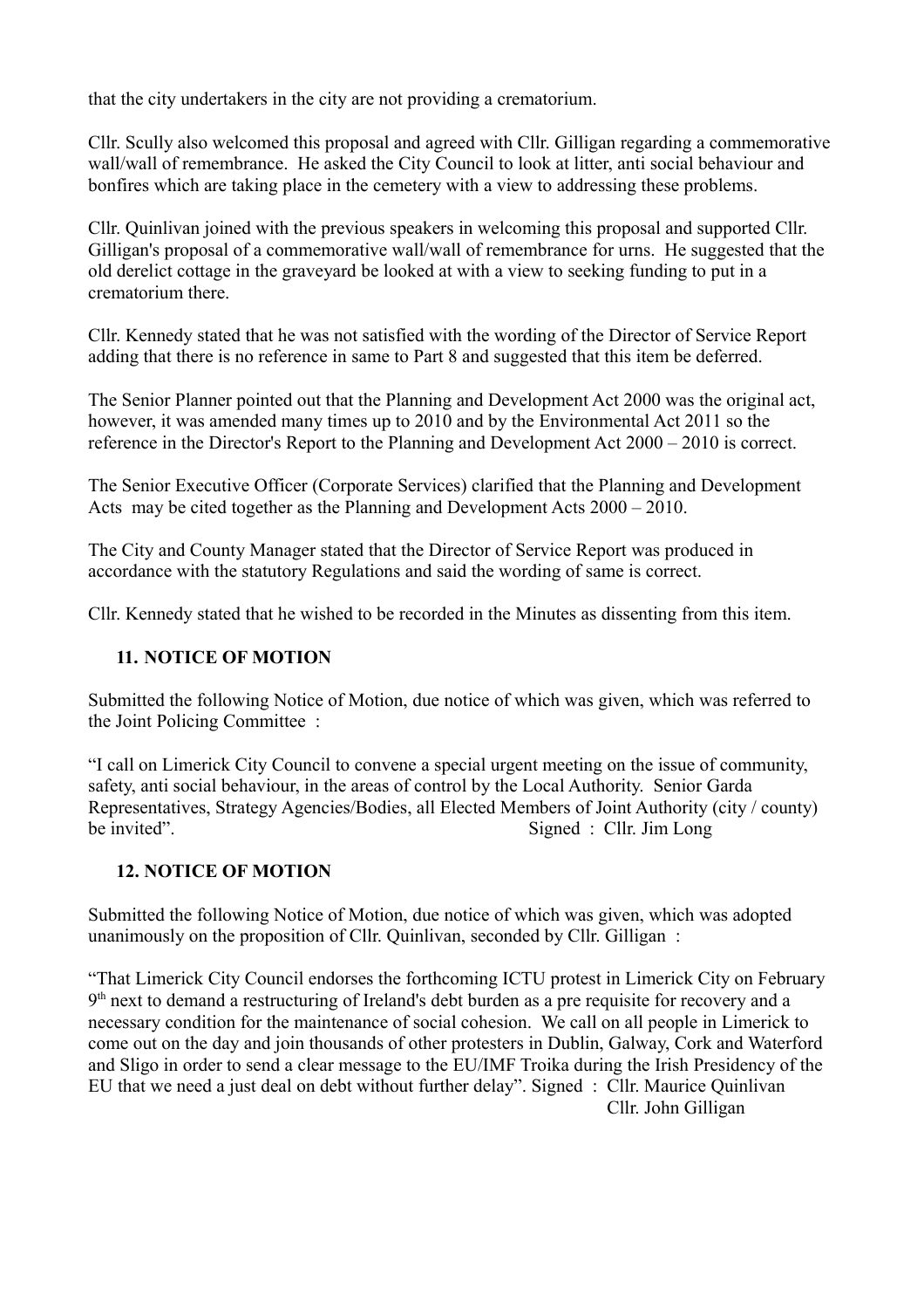that the city undertakers in the city are not providing a crematorium.

Cllr. Scully also welcomed this proposal and agreed with Cllr. Gilligan regarding a commemorative wall/wall of remembrance. He asked the City Council to look at litter, anti social behaviour and bonfires which are taking place in the cemetery with a view to addressing these problems.

Cllr. Quinlivan joined with the previous speakers in welcoming this proposal and supported Cllr. Gilligan's proposal of a commemorative wall/wall of remembrance for urns. He suggested that the old derelict cottage in the graveyard be looked at with a view to seeking funding to put in a crematorium there.

Cllr. Kennedy stated that he was not satisfied with the wording of the Director of Service Report adding that there is no reference in same to Part 8 and suggested that this item be deferred.

The Senior Planner pointed out that the Planning and Development Act 2000 was the original act, however, it was amended many times up to 2010 and by the Environmental Act 2011 so the reference in the Director's Report to the Planning and Development Act 2000 – 2010 is correct.

The Senior Executive Officer (Corporate Services) clarified that the Planning and Development Acts may be cited together as the Planning and Development Acts 2000 – 2010.

The City and County Manager stated that the Director of Service Report was produced in accordance with the statutory Regulations and said the wording of same is correct.

Cllr. Kennedy stated that he wished to be recorded in the Minutes as dissenting from this item.

## 11. NOTICE OF MOTION

Submitted the following Notice of Motion, due notice of which was given, which was referred to the Joint Policing Committee :

"I call on Limerick City Council to convene a special urgent meeting on the issue of community, safety, anti social behaviour, in the areas of control by the Local Authority. Senior Garda Representatives, Strategy Agencies/Bodies, all Elected Members of Joint Authority (city / county) be invited". Signed : Cllr. Jim Long

## 12. NOTICE OF MOTION

Submitted the following Notice of Motion, due notice of which was given, which was adopted unanimously on the proposition of Cllr. Quinlivan, seconded by Cllr. Gilligan :

"That Limerick City Council endorses the forthcoming ICTU protest in Limerick City on February 9th next to demand a restructuring of Ireland's debt burden as a pre requisite for recovery and a necessary condition for the maintenance of social cohesion. We call on all people in Limerick to come out on the day and join thousands of other protesters in Dublin, Galway, Cork and Waterford and Sligo in order to send a clear message to the EU/IMF Troika during the Irish Presidency of the EU that we need a just deal on debt without further delay". Signed : Cllr. Maurice Quinlivan
Cllr. John Gilligan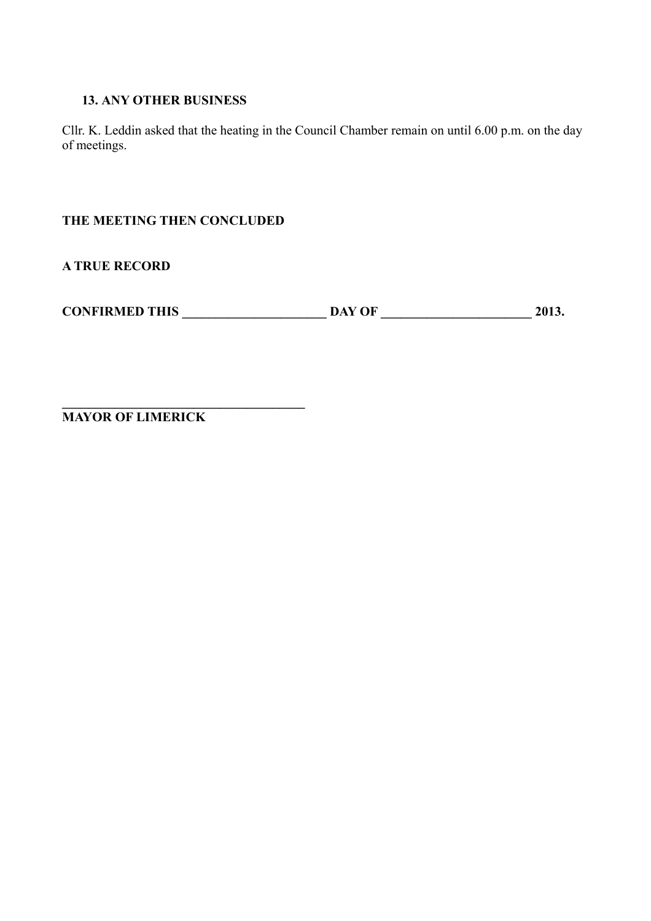### 13. ANY OTHER BUSINESS

Cllr. K. Leddin asked that the heating in the Council Chamber remain on until 6.00 p.m. on the day of meetings.

**THE MEETING THEN CONCLUDED**

**A TRUE RECORD**

**CONFIRMED THIS ______________________ DAY OF ______________________ 2013.**

**______________________________________**
**MAYOR OF LIMERICK**